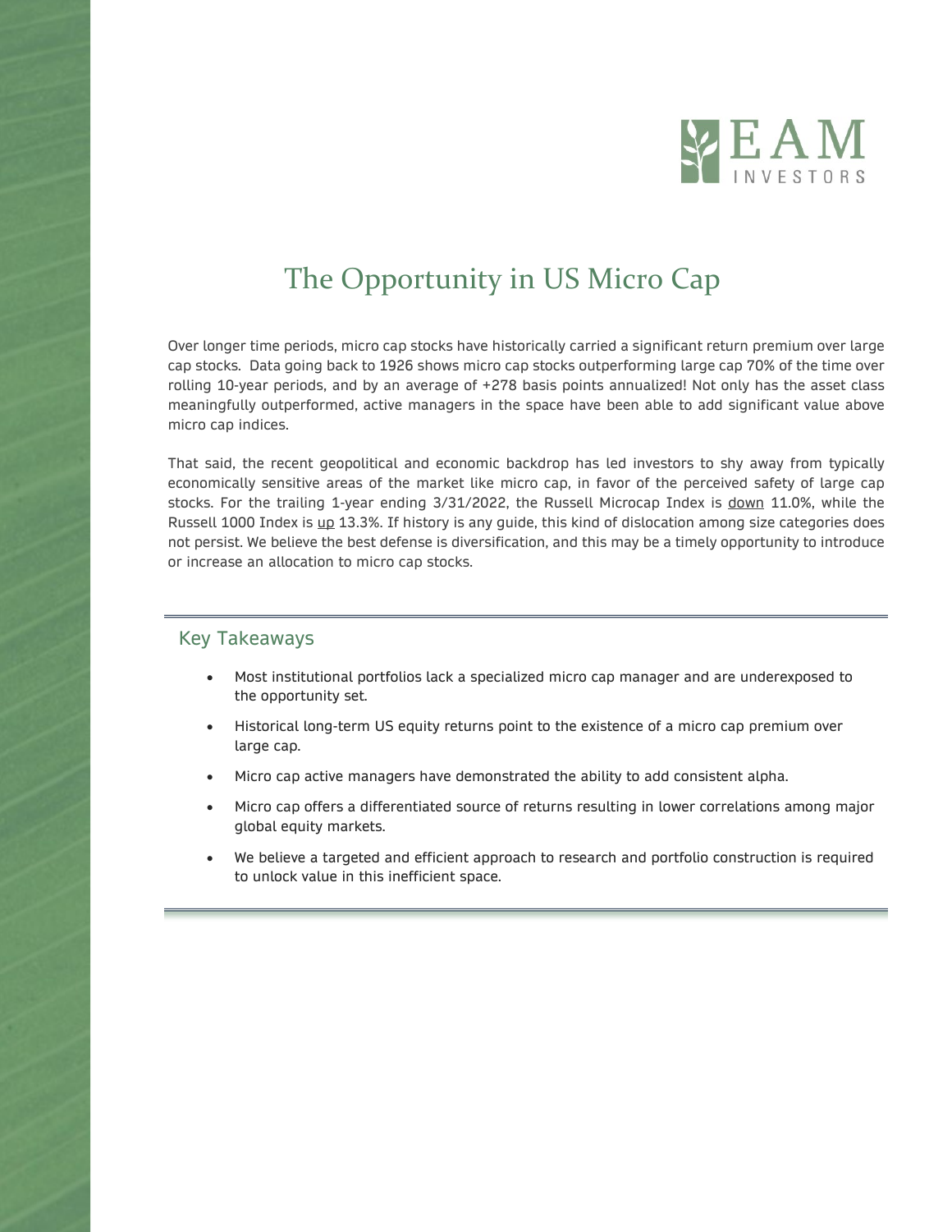# EAM INVESTORS

# The Opportunity in US Micro Cap

Over longer time periods, micro cap stocks have historically carried a significant return premium over large cap stocks. Data going back to 1926 shows micro cap stocks outperforming large cap 70% of the time over rolling 10-year periods, and by an average of +278 basis points annualized! Not only has the asset class meaningfully outperformed, active managers in the space have been able to add significant value above micro cap indices.

That said, the recent geopolitical and economic backdrop has led investors to shy away from typically economically sensitive areas of the market like micro cap, in favor of the perceived safety of large cap stocks. For the trailing 1-year ending 3/31/2022, the Russell Microcap Index is down 11.0%, while the Russell 1000 Index is up 13.3%. If history is any guide, this kind of dislocation among size categories does not persist. We believe the best defense is diversification, and this may be a timely opportunity to introduce or increase an allocation to micro cap stocks.

## Key Takeaways

- Most institutional portfolios lack a specialized micro cap manager and are underexposed to the opportunity set.
- Historical long-term US equity returns point to the existence of a micro cap premium over large cap.
- Micro cap active managers have demonstrated the ability to add consistent alpha.
- Micro cap offers a differentiated source of returns resulting in lower correlations among major global equity markets.
- We believe a targeted and efficient approach to research and portfolio construction is required to unlock value in this inefficient space.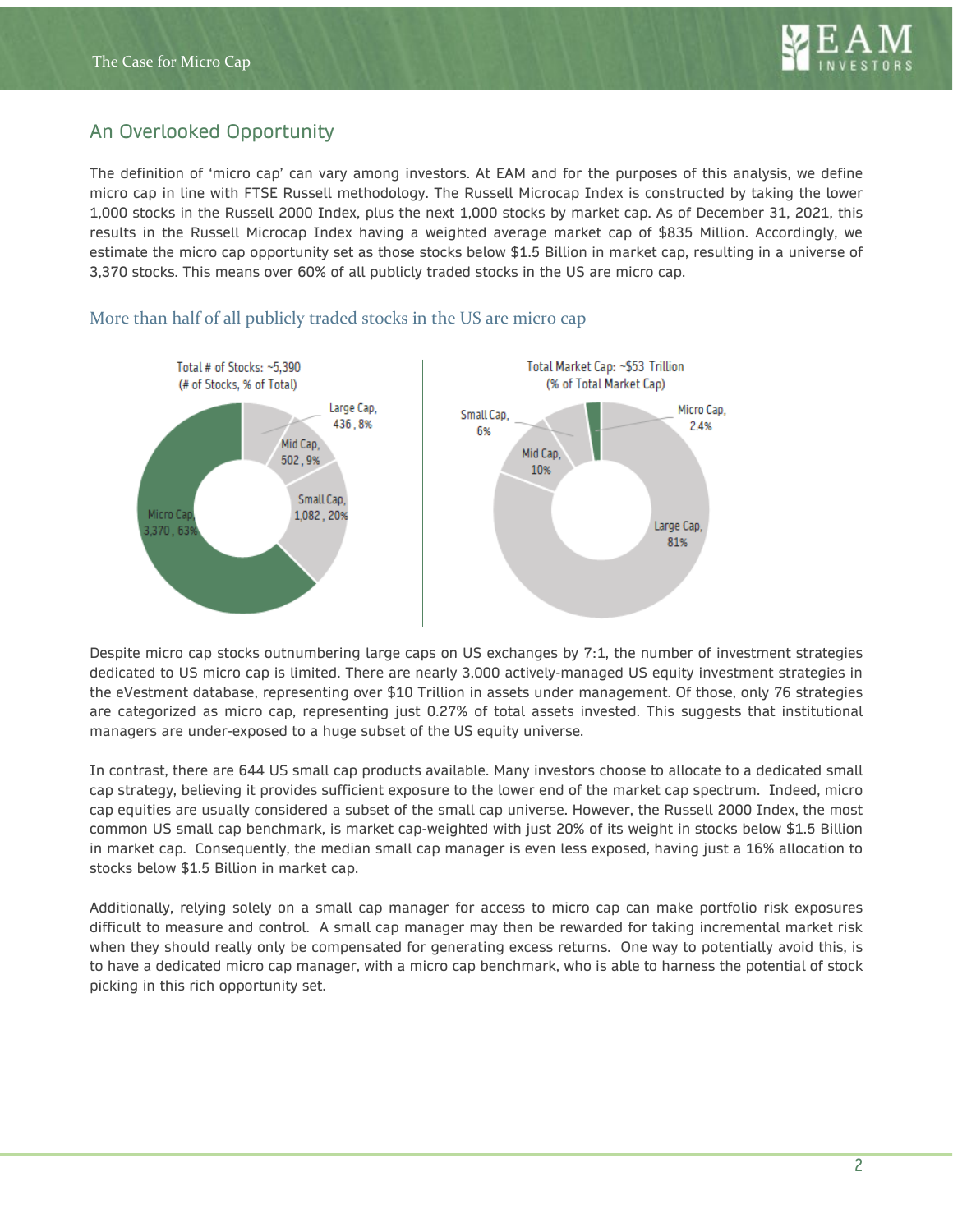## An Overlooked Opportunity

The definition of 'micro cap' can vary among investors. At EAM and for the purposes of this analysis, we define micro cap in line with FTSE Russell methodology. The Russell Microcap Index is constructed by taking the lower 1,000 stocks in the Russell 2000 Index, plus the next 1,000 stocks by market cap. As of December 31, 2021, this results in the Russell Microcap Index having a weighted average market cap of $835 Million. Accordingly, we estimate the micro cap opportunity set as those stocks below $1.5 Billion in market cap, resulting in a universe of 3,370 stocks. This means over 60% of all publicly traded stocks in the US are micro cap.

### More than half of all publicly traded stocks in the US are micro cap

Total # of Stocks: ~5,390
(# of Stocks, % of Total)

- Large Cap, 436, 8%
- Mid Cap, 502, 9%
- Small Cap, 1,082, 20%
- Micro Cap, 3,370, 63%

Total Market Cap: ~$53 Trillion
(% of Total Market Cap)

- Large Cap, 81%
- Mid Cap, 10%
- Small Cap, 6%
- Micro Cap, 2.4%

Despite micro cap stocks outnumbering large caps on US exchanges by 7:1, the number of investment strategies dedicated to US micro cap is limited. There are nearly 3,000 actively-managed US equity investment strategies in the eVestment database, representing over $10 Trillion in assets under management. Of those, only 76 strategies are categorized as micro cap, representing just 0.27% of total assets invested. This suggests that institutional managers are under-exposed to a huge subset of the US equity universe.

In contrast, there are 644 US small cap products available. Many investors choose to allocate to a dedicated small cap strategy, believing it provides sufficient exposure to the lower end of the market cap spectrum. Indeed, micro cap equities are usually considered a subset of the small cap universe. However, the Russell 2000 Index, the most common US small cap benchmark, is market cap-weighted with just 20% of its weight in stocks below $1.5 Billion in market cap. Consequently, the median small cap manager is even less exposed, having just a 16% allocation to stocks below $1.5 Billion in market cap.

Additionally, relying solely on a small cap manager for access to micro cap can make portfolio risk exposures difficult to measure and control. A small cap manager may then be rewarded for taking incremental market risk when they should really only be compensated for generating excess returns. One way to potentially avoid this, is to have a dedicated micro cap manager, with a micro cap benchmark, who is able to harness the potential of stock picking in this rich opportunity set.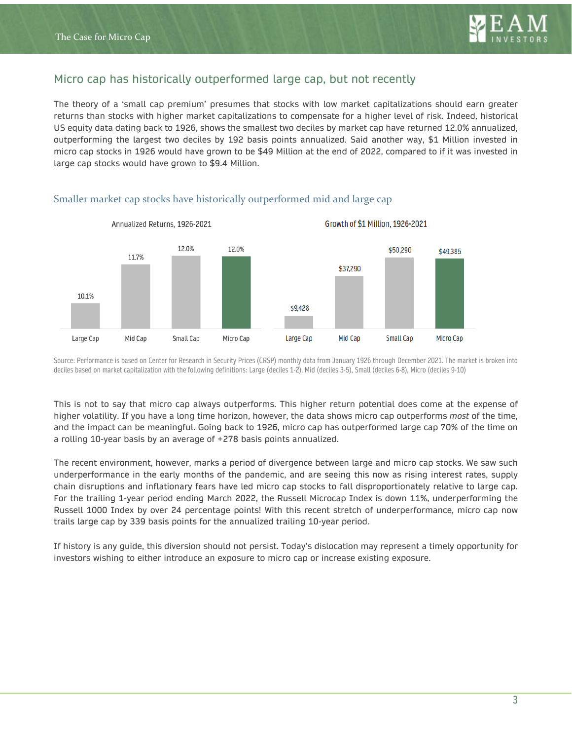## Micro cap has historically outperformed large cap, but not recently

The theory of a 'small cap premium' presumes that stocks with low market capitalizations should earn greater returns than stocks with higher market capitalizations to compensate for a higher level of risk. Indeed, historical US equity data dating back to 1926, shows the smallest two deciles by market cap have returned 12.0% annualized, outperforming the largest two deciles by 192 basis points annualized. Said another way, $1 Million invested in micro cap stocks in 1926 would have grown to be $49 Million at the end of 2022, compared to if it was invested in large cap stocks would have grown to $9.4 Million.

### Smaller market cap stocks have historically outperformed mid and large cap

**Annualized Returns, 1926-2021**

| Large Cap | Mid Cap | Small Cap | Micro Cap |
| --- | --- | --- | --- |
| 10.1% | 11.7% | 12.0% | 12.0% |

**Growth of $1 Million, 1926-2021**

| Large Cap | Mid Cap | Small Cap | Micro Cap |
| --- | --- | --- | --- |
| $9,428 | $37,290 | $50,290 | $49,385 |

Source: Performance is based on Center for Research in Security Prices (CRSP) monthly data from January 1926 through December 2021. The market is broken into deciles based on market capitalization with the following definitions: Large (deciles 1-2), Mid (deciles 3-5), Small (deciles 6-8), Micro (deciles 9-10)

This is not to say that micro cap always outperforms. This higher return potential does come at the expense of higher volatility. If you have a long time horizon, however, the data shows micro cap outperforms *most* of the time, and the impact can be meaningful. Going back to 1926, micro cap has outperformed large cap 70% of the time on a rolling 10-year basis by an average of +278 basis points annualized.

The recent environment, however, marks a period of divergence between large and micro cap stocks. We saw such underperformance in the early months of the pandemic, and are seeing this now as rising interest rates, supply chain disruptions and inflationary fears have led micro cap stocks to fall disproportionately relative to large cap. For the trailing 1-year period ending March 2022, the Russell Microcap Index is down 11%, underperforming the Russell 1000 Index by over 24 percentage points! With this recent stretch of underperformance, micro cap now trails large cap by 339 basis points for the annualized trailing 10-year period.

If history is any guide, this diversion should not persist. Today's dislocation may represent a timely opportunity for investors wishing to either introduce an exposure to micro cap or increase existing exposure.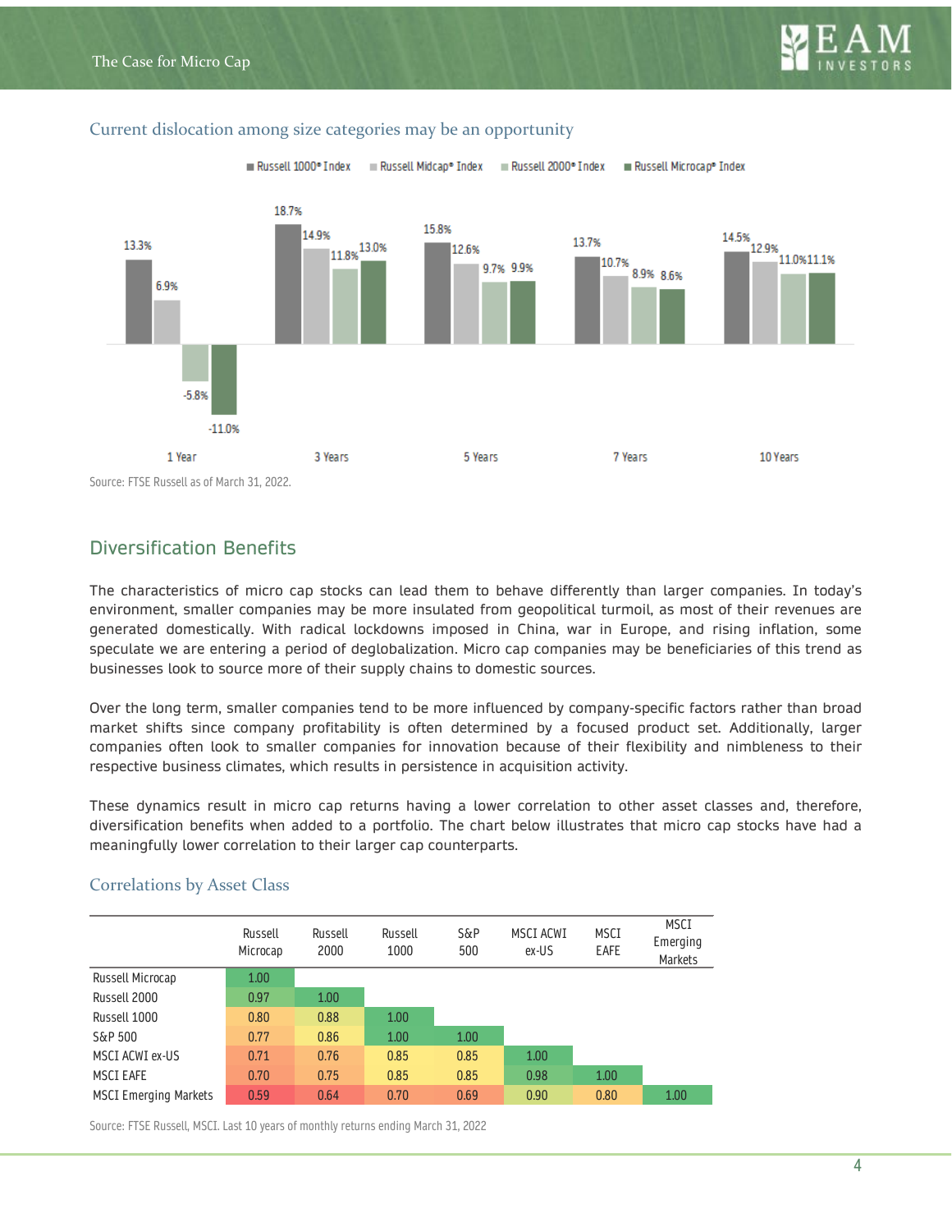### Current dislocation among size categories may be an opportunity

| | Russell 1000® Index | Russell Midcap® Index | Russell 2000® Index | Russell Microcap® Index |
|---|---|---|---|---|
| 1 Year | 13.3% | 6.9% | -5.8% | -11.0% |
| 3 Years | 18.7% | 14.9% | 11.8% | 13.0% |
| 5 Years | 15.8% | 12.6% | 9.7% | 9.9% |
| 7 Years | 13.7% | 10.7% | 8.9% | 8.6% |
| 10 Years | 14.5% | 12.9% | 11.0% | 11.1% |

Source: FTSE Russell as of March 31, 2022.

## Diversification Benefits

The characteristics of micro cap stocks can lead them to behave differently than larger companies. In today's environment, smaller companies may be more insulated from geopolitical turmoil, as most of their revenues are generated domestically. With radical lockdowns imposed in China, war in Europe, and rising inflation, some speculate we are entering a period of deglobalization. Micro cap companies may be beneficiaries of this trend as businesses look to source more of their supply chains to domestic sources.

Over the long term, smaller companies tend to be more influenced by company-specific factors rather than broad market shifts since company profitability is often determined by a focused product set. Additionally, larger companies often look to smaller companies for innovation because of their flexibility and nimbleness to their respective business climates, which results in persistence in acquisition activity.

These dynamics result in micro cap returns having a lower correlation to other asset classes and, therefore, diversification benefits when added to a portfolio. The chart below illustrates that micro cap stocks have had a meaningfully lower correlation to their larger cap counterparts.

### Correlations by Asset Class

| | Russell Microcap | Russell 2000 | Russell 1000 | S&P 500 | MSCI ACWI ex-US | MSCI EAFE | MSCI Emerging Markets |
|---|---|---|---|---|---|---|---|
| Russell Microcap | 1.00 | | | | | | |
| Russell 2000 | 0.97 | 1.00 | | | | | |
| Russell 1000 | 0.80 | 0.88 | 1.00 | | | | |
| S&P 500 | 0.77 | 0.86 | 1.00 | 1.00 | | | |
| MSCI ACWI ex-US | 0.71 | 0.76 | 0.85 | 0.85 | 1.00 | | |
| MSCI EAFE | 0.70 | 0.75 | 0.85 | 0.85 | 0.98 | 1.00 | |
| MSCI Emerging Markets | 0.59 | 0.64 | 0.70 | 0.69 | 0.90 | 0.80 | 1.00 |

Source: FTSE Russell, MSCI. Last 10 years of monthly returns ending March 31, 2022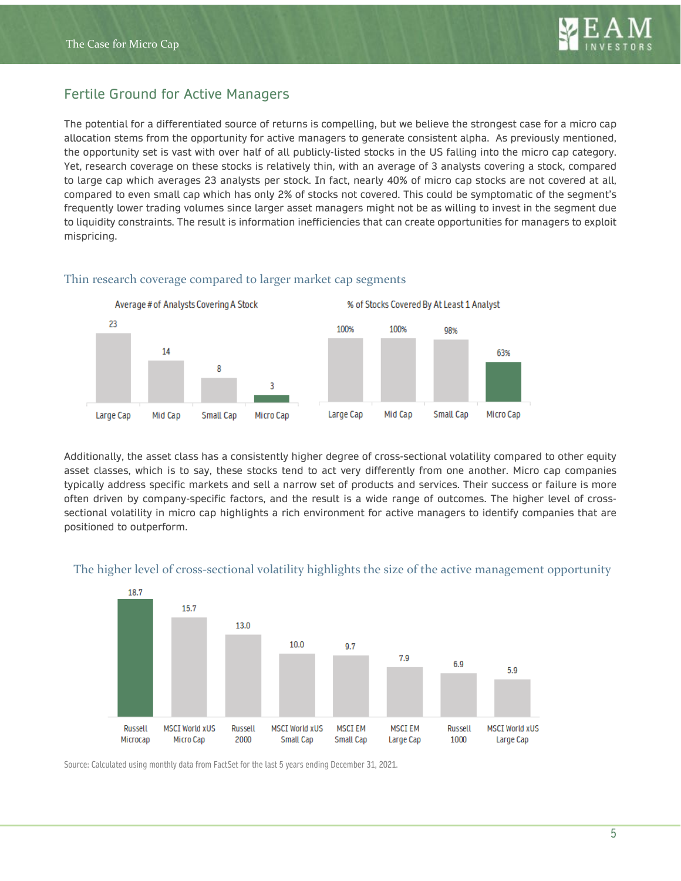## Fertile Ground for Active Managers

The potential for a differentiated source of returns is compelling, but we believe the strongest case for a micro cap allocation stems from the opportunity for active managers to generate consistent alpha. As previously mentioned, the opportunity set is vast with over half of all publicly-listed stocks in the US falling into the micro cap category. Yet, research coverage on these stocks is relatively thin, with an average of 3 analysts covering a stock, compared to large cap which averages 23 analysts per stock. In fact, nearly 40% of micro cap stocks are not covered at all, compared to even small cap which has only 2% of stocks not covered. This could be symptomatic of the segment's frequently lower trading volumes since larger asset managers might not be as willing to invest in the segment due to liquidity constraints. The result is information inefficiencies that can create opportunities for managers to exploit mispricing.

### Thin research coverage compared to larger market cap segments

| | Large Cap | Mid Cap | Small Cap | Micro Cap |
|---|---|---|---|---|
| Average # of Analysts Covering A Stock | 23 | 14 | 8 | 3 |
| % of Stocks Covered By At Least 1 Analyst | 100% | 100% | 98% | 63% |

Additionally, the asset class has a consistently higher degree of cross-sectional volatility compared to other equity asset classes, which is to say, these stocks tend to act very differently from one another. Micro cap companies typically address specific markets and sell a narrow set of products and services. Their success or failure is more often driven by company-specific factors, and the result is a wide range of outcomes. The higher level of cross-sectional volatility in micro cap highlights a rich environment for active managers to identify companies that are positioned to outperform.

### The higher level of cross-sectional volatility highlights the size of the active management opportunity

| Russell Microcap | MSCI World xUS Micro Cap | Russell 2000 | MSCI World xUS Small Cap | MSCI EM Small Cap | MSCI EM Large Cap | Russell 1000 | MSCI World xUS Large Cap |
|---|---|---|---|---|---|---|---|
| 18.7 | 15.7 | 13.0 | 10.0 | 9.7 | 7.9 | 6.9 | 5.9 |

Source: Calculated using monthly data from FactSet for the last 5 years ending December 31, 2021.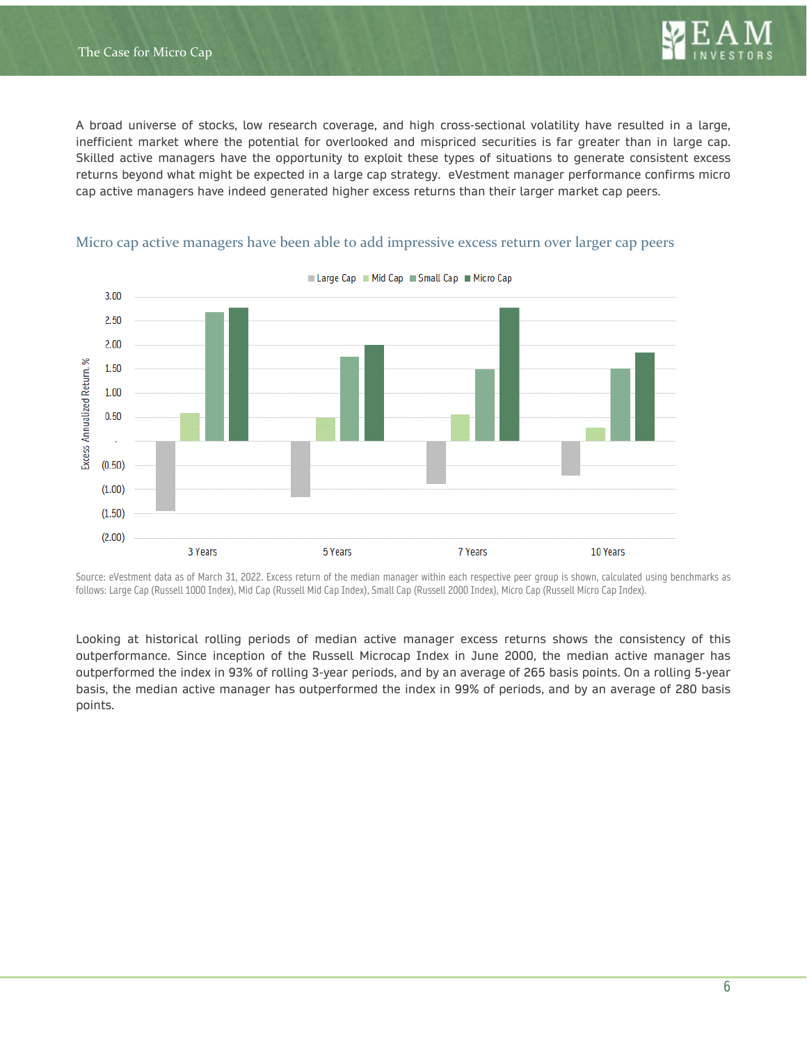A broad universe of stocks, low research coverage, and high cross-sectional volatility have resulted in a large, inefficient market where the potential for overlooked and mispriced securities is far greater than in large cap. Skilled active managers have the opportunity to exploit these types of situations to generate consistent excess returns beyond what might be expected in a large cap strategy. eVestment manager performance confirms micro cap active managers have indeed generated higher excess returns than their larger market cap peers.

## Micro cap active managers have been able to add impressive excess return over larger cap peers

Source: eVestment data as of March 31, 2022. Excess return of the median manager within each respective peer group is shown, calculated using benchmarks as follows: Large Cap (Russell 1000 Index), Mid Cap (Russell Mid Cap Index), Small Cap (Russell 2000 Index), Micro Cap (Russell Micro Cap Index).

Looking at historical rolling periods of median active manager excess returns shows the consistency of this outperformance. Since inception of the Russell Microcap Index in June 2000, the median active manager has outperformed the index in 93% of rolling 3-year periods, and by an average of 265 basis points. On a rolling 5-year basis, the median active manager has outperformed the index in 99% of periods, and by an average of 280 basis points.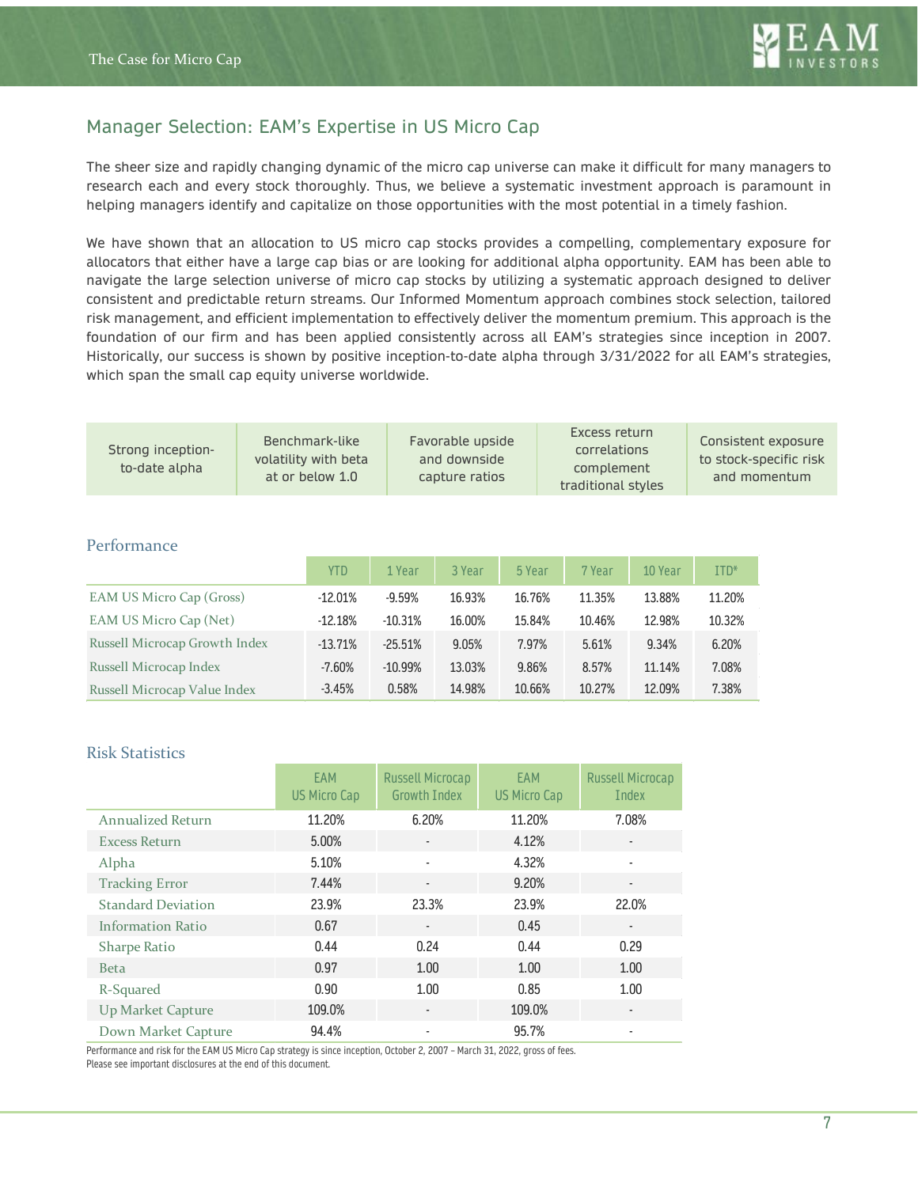## Manager Selection: EAM's Expertise in US Micro Cap

The sheer size and rapidly changing dynamic of the micro cap universe can make it difficult for many managers to research each and every stock thoroughly. Thus, we believe a systematic investment approach is paramount in helping managers identify and capitalize on those opportunities with the most potential in a timely fashion.

We have shown that an allocation to US micro cap stocks provides a compelling, complementary exposure for allocators that either have a large cap bias or are looking for additional alpha opportunity. EAM has been able to navigate the large selection universe of micro cap stocks by utilizing a systematic approach designed to deliver consistent and predictable return streams. Our Informed Momentum approach combines stock selection, tailored risk management, and efficient implementation to effectively deliver the momentum premium. This approach is the foundation of our firm and has been applied consistently across all EAM's strategies since inception in 2007. Historically, our success is shown by positive inception-to-date alpha through 3/31/2022 for all EAM's strategies, which span the small cap equity universe worldwide.

| Strong inception-to-date alpha | Benchmark-like volatility with beta at or below 1.0 | Favorable upside and downside capture ratios | Excess return correlations complement traditional styles | Consistent exposure to stock-specific risk and momentum |
|---|---|---|---|---|

### Performance

| | YTD | 1 Year | 3 Year | 5 Year | 7 Year | 10 Year | ITD* |
|---|---|---|---|---|---|---|---|
| EAM US Micro Cap (Gross) | -12.01% | -9.59% | 16.93% | 16.76% | 11.35% | 13.88% | 11.20% |
| EAM US Micro Cap (Net) | -12.18% | -10.31% | 16.00% | 15.84% | 10.46% | 12.98% | 10.32% |
| Russell Microcap Growth Index | -13.71% | -25.51% | 9.05% | 7.97% | 5.61% | 9.34% | 6.20% |
| Russell Microcap Index | -7.60% | -10.99% | 13.03% | 9.86% | 8.57% | 11.14% | 7.08% |
| Russell Microcap Value Index | -3.45% | 0.58% | 14.98% | 10.66% | 10.27% | 12.09% | 7.38% |

### Risk Statistics

| | EAM US Micro Cap | Russell Microcap Growth Index | EAM US Micro Cap | Russell Microcap Index |
|---|---|---|---|---|
| Annualized Return | 11.20% | 6.20% | 11.20% | 7.08% |
| Excess Return | 5.00% | - | 4.12% | - |
| Alpha | 5.10% | - | 4.32% | - |
| Tracking Error | 7.44% | - | 9.20% | - |
| Standard Deviation | 23.9% | 23.3% | 23.9% | 22.0% |
| Information Ratio | 0.67 | - | 0.45 | - |
| Sharpe Ratio | 0.44 | 0.24 | 0.44 | 0.29 |
| Beta | 0.97 | 1.00 | 1.00 | 1.00 |
| R-Squared | 0.90 | 1.00 | 0.85 | 1.00 |
| Up Market Capture | 109.0% | - | 109.0% | - |
| Down Market Capture | 94.4% | - | 95.7% | - |

Performance and risk for the EAM US Micro Cap strategy is since inception, October 2, 2007 – March 31, 2022, gross of fees.
Please see important disclosures at the end of this document.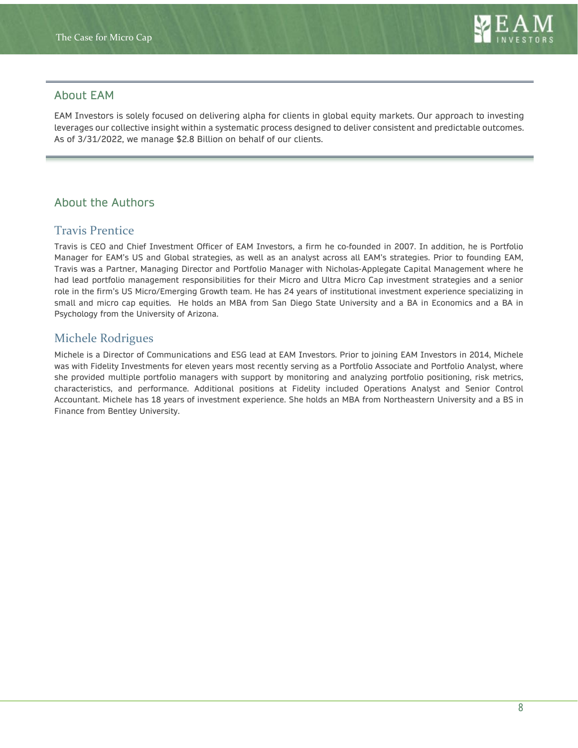## About EAM

EAM Investors is solely focused on delivering alpha for clients in global equity markets. Our approach to investing leverages our collective insight within a systematic process designed to deliver consistent and predictable outcomes. As of 3/31/2022, we manage $2.8 Billion on behalf of our clients.

## About the Authors

### Travis Prentice

Travis is CEO and Chief Investment Officer of EAM Investors, a firm he co-founded in 2007. In addition, he is Portfolio Manager for EAM's US and Global strategies, as well as an analyst across all EAM's strategies. Prior to founding EAM, Travis was a Partner, Managing Director and Portfolio Manager with Nicholas-Applegate Capital Management where he had lead portfolio management responsibilities for their Micro and Ultra Micro Cap investment strategies and a senior role in the firm's US Micro/Emerging Growth team. He has 24 years of institutional investment experience specializing in small and micro cap equities. He holds an MBA from San Diego State University and a BA in Economics and a BA in Psychology from the University of Arizona.

### Michele Rodrigues

Michele is a Director of Communications and ESG lead at EAM Investors. Prior to joining EAM Investors in 2014, Michele was with Fidelity Investments for eleven years most recently serving as a Portfolio Associate and Portfolio Analyst, where she provided multiple portfolio managers with support by monitoring and analyzing portfolio positioning, risk metrics, characteristics, and performance. Additional positions at Fidelity included Operations Analyst and Senior Control Accountant. Michele has 18 years of investment experience. She holds an MBA from Northeastern University and a BS in Finance from Bentley University.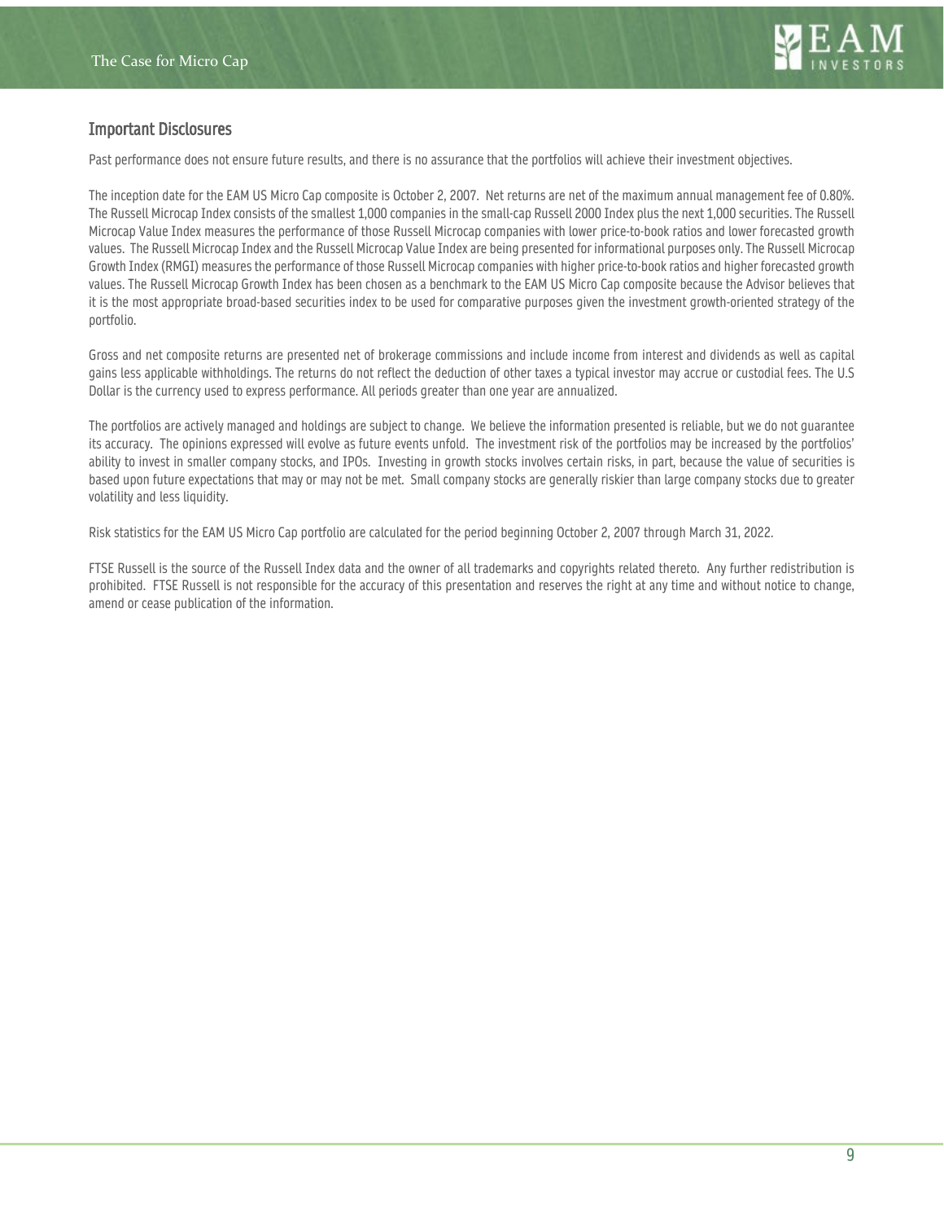## Important Disclosures

Past performance does not ensure future results, and there is no assurance that the portfolios will achieve their investment objectives.

The inception date for the EAM US Micro Cap composite is October 2, 2007. Net returns are net of the maximum annual management fee of 0.80%. The Russell Microcap Index consists of the smallest 1,000 companies in the small-cap Russell 2000 Index plus the next 1,000 securities. The Russell Microcap Value Index measures the performance of those Russell Microcap companies with lower price-to-book ratios and lower forecasted growth values. The Russell Microcap Index and the Russell Microcap Value Index are being presented for informational purposes only. The Russell Microcap Growth Index (RMGI) measures the performance of those Russell Microcap companies with higher price-to-book ratios and higher forecasted growth values. The Russell Microcap Growth Index has been chosen as a benchmark to the EAM US Micro Cap composite because the Advisor believes that it is the most appropriate broad-based securities index to be used for comparative purposes given the investment growth-oriented strategy of the portfolio.

Gross and net composite returns are presented net of brokerage commissions and include income from interest and dividends as well as capital gains less applicable withholdings. The returns do not reflect the deduction of other taxes a typical investor may accrue or custodial fees. The U.S Dollar is the currency used to express performance. All periods greater than one year are annualized.

The portfolios are actively managed and holdings are subject to change. We believe the information presented is reliable, but we do not guarantee its accuracy. The opinions expressed will evolve as future events unfold. The investment risk of the portfolios may be increased by the portfolios' ability to invest in smaller company stocks, and IPOs. Investing in growth stocks involves certain risks, in part, because the value of securities is based upon future expectations that may or may not be met. Small company stocks are generally riskier than large company stocks due to greater volatility and less liquidity.

Risk statistics for the EAM US Micro Cap portfolio are calculated for the period beginning October 2, 2007 through March 31, 2022.

FTSE Russell is the source of the Russell Index data and the owner of all trademarks and copyrights related thereto. Any further redistribution is prohibited. FTSE Russell is not responsible for the accuracy of this presentation and reserves the right at any time and without notice to change, amend or cease publication of the information.